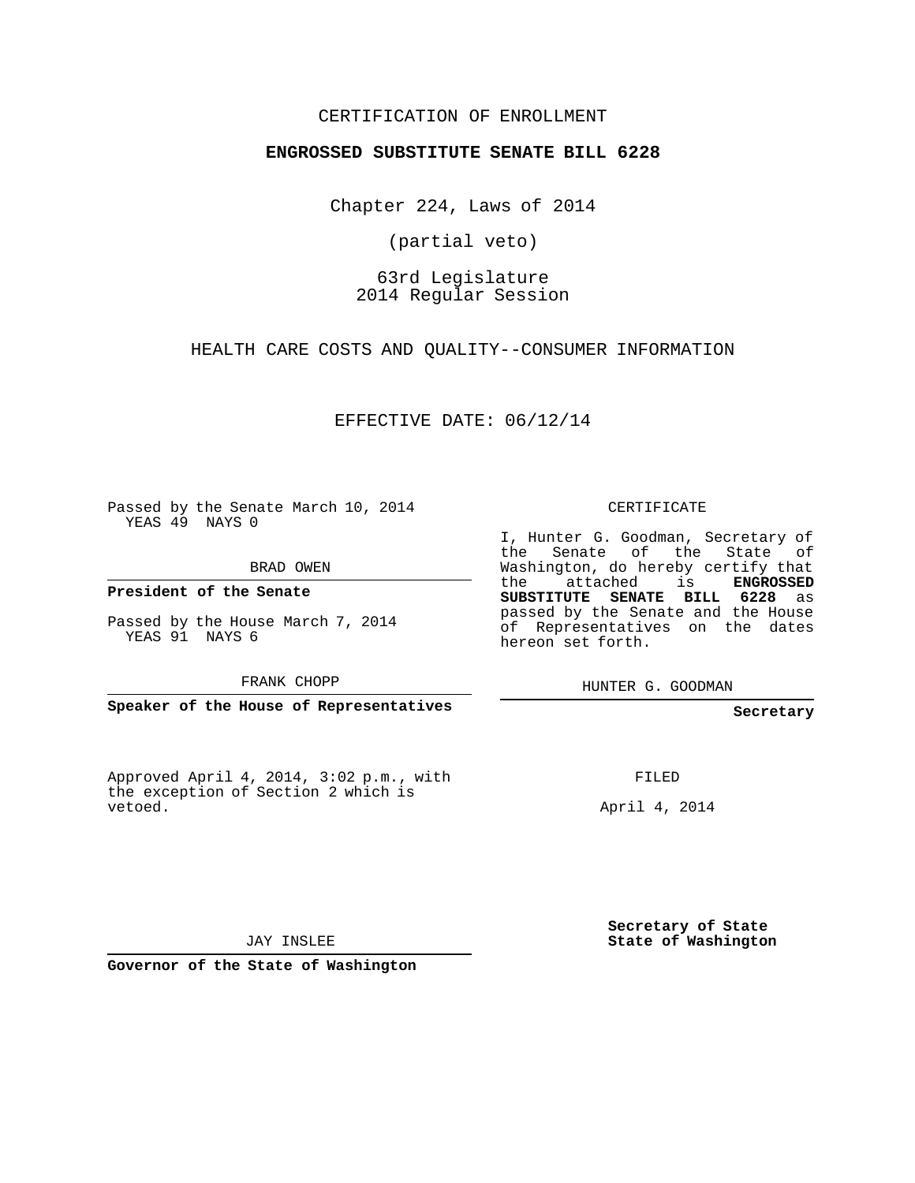CERTIFICATION OF ENROLLMENT

**ENGROSSED SUBSTITUTE SENATE BILL 6228**

Chapter 224, Laws of 2014

(partial veto)

63rd Legislature
2014 Regular Session

HEALTH CARE COSTS AND QUALITY--CONSUMER INFORMATION

EFFECTIVE DATE: 06/12/14

Passed by the Senate March 10, 2014
YEAS 49 NAYS 0

BRAD OWEN

**President of the Senate**

Passed by the House March 7, 2014
YEAS 91 NAYS 6

FRANK CHOPP

**Speaker of the House of Representatives**

Approved April 4, 2014, 3:02 p.m., with the exception of Section 2 which is vetoed.

JAY INSLEE

**Governor of the State of Washington**

CERTIFICATE

I, Hunter G. Goodman, Secretary of the Senate of the State of Washington, do hereby certify that the attached is **ENGROSSED SUBSTITUTE SENATE BILL 6228** as passed by the Senate and the House of Representatives on the dates hereon set forth.

HUNTER G. GOODMAN

**Secretary**

FILED

April 4, 2014

**Secretary of State**
**State of Washington**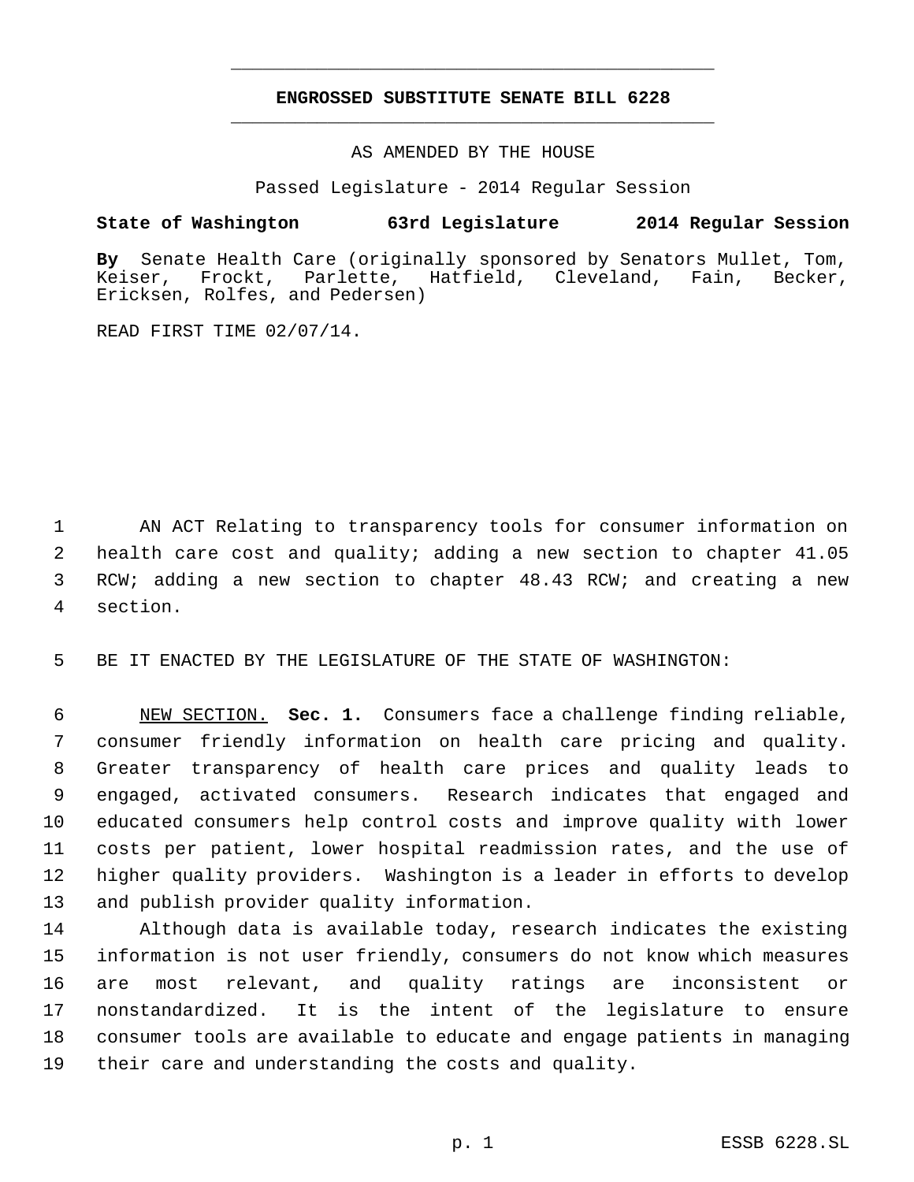# ENGROSSED SUBSTITUTE SENATE BILL 6228

AS AMENDED BY THE HOUSE

Passed Legislature - 2014 Regular Session

**State of Washington 63rd Legislature 2014 Regular Session**

**By** Senate Health Care (originally sponsored by Senators Mullet, Tom, Keiser, Frockt, Parlette, Hatfield, Cleveland, Fain, Becker, Ericksen, Rolfes, and Pedersen)

READ FIRST TIME 02/07/14.

AN ACT Relating to transparency tools for consumer information on health care cost and quality; adding a new section to chapter 41.05 RCW; adding a new section to chapter 48.43 RCW; and creating a new section.

BE IT ENACTED BY THE LEGISLATURE OF THE STATE OF WASHINGTON:

NEW SECTION. **Sec. 1.** Consumers face a challenge finding reliable, consumer friendly information on health care pricing and quality. Greater transparency of health care prices and quality leads to engaged, activated consumers. Research indicates that engaged and educated consumers help control costs and improve quality with lower costs per patient, lower hospital readmission rates, and the use of higher quality providers. Washington is a leader in efforts to develop and publish provider quality information.

Although data is available today, research indicates the existing information is not user friendly, consumers do not know which measures are most relevant, and quality ratings are inconsistent or nonstandardized. It is the intent of the legislature to ensure consumer tools are available to educate and engage patients in managing their care and understanding the costs and quality.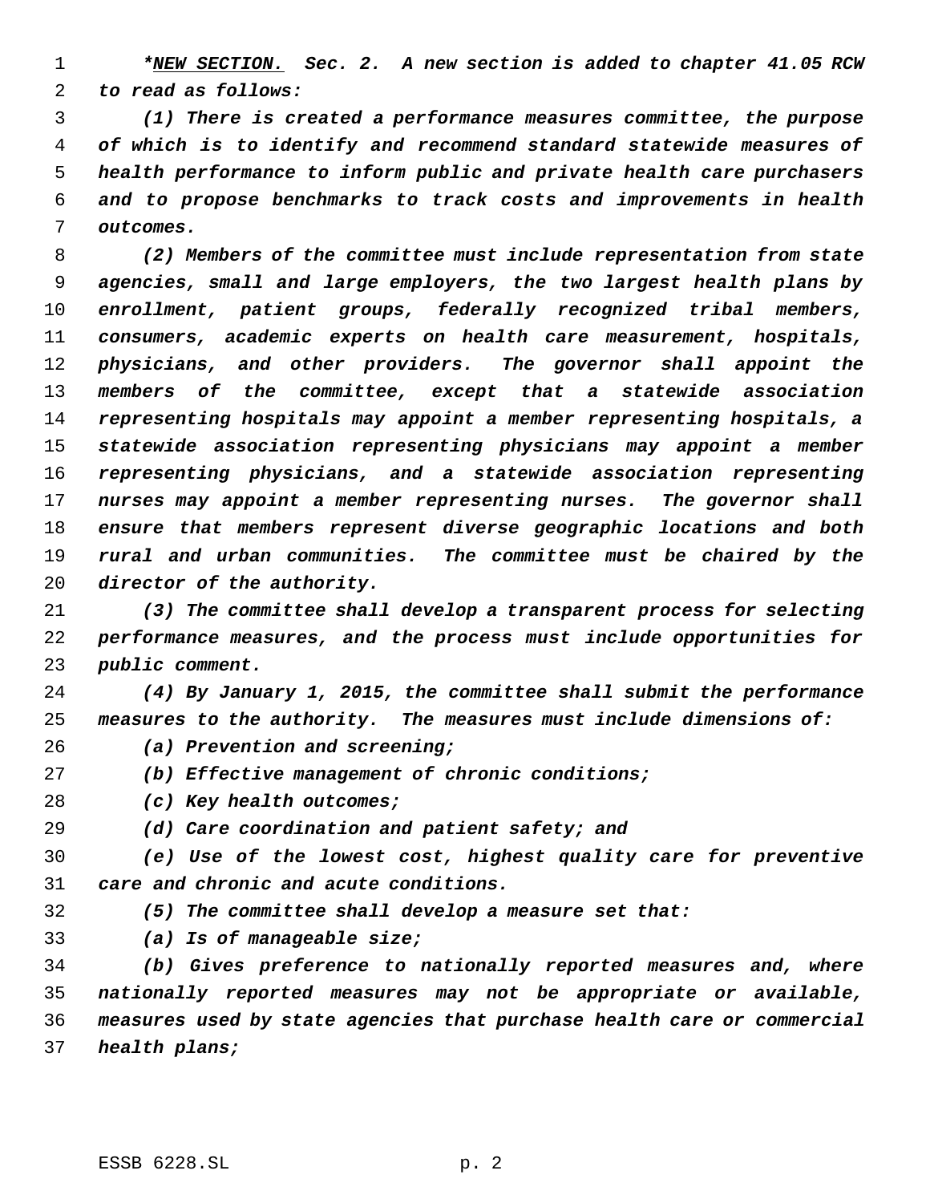*\*<u>**NEW SECTION.**</u>* ***Sec. 2.** A new section is added to chapter 41.05 RCW to read as follows:*

***(1) There is created a performance measures committee, the purpose of which is to identify and recommend standard statewide measures of health performance to inform public and private health care purchasers and to propose benchmarks to track costs and improvements in health outcomes.***

***(2) Members of the committee must include representation from state agencies, small and large employers, the two largest health plans by enrollment, patient groups, federally recognized tribal members, consumers, academic experts on health care measurement, hospitals, physicians, and other providers. The governor shall appoint the members of the committee, except that a statewide association representing hospitals may appoint a member representing hospitals, a statewide association representing physicians may appoint a member representing physicians, and a statewide association representing nurses may appoint a member representing nurses. The governor shall ensure that members represent diverse geographic locations and both rural and urban communities. The committee must be chaired by the director of the authority.***

***(3) The committee shall develop a transparent process for selecting performance measures, and the process must include opportunities for public comment.***

***(4) By January 1, 2015, the committee shall submit the performance measures to the authority. The measures must include dimensions of:***

***(a) Prevention and screening;***

***(b) Effective management of chronic conditions;***

***(c) Key health outcomes;***

***(d) Care coordination and patient safety; and***

***(e) Use of the lowest cost, highest quality care for preventive care and chronic and acute conditions.***

***(5) The committee shall develop a measure set that:***

***(a) Is of manageable size;***

***(b) Gives preference to nationally reported measures and, where nationally reported measures may not be appropriate or available, measures used by state agencies that purchase health care or commercial health plans;***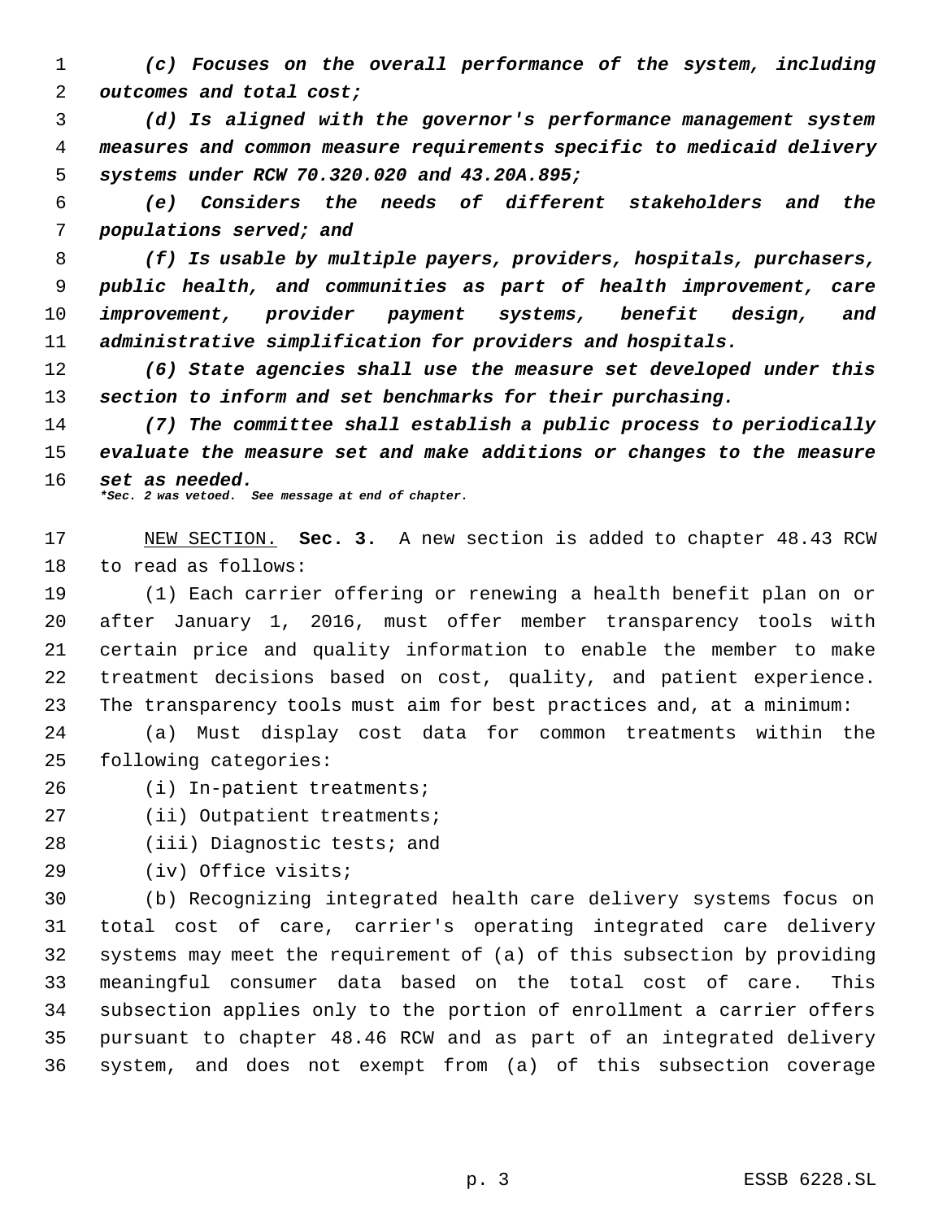*(c) Focuses on the overall performance of the system, including outcomes and total cost;*

*(d) Is aligned with the governor's performance management system measures and common measure requirements specific to medicaid delivery systems under RCW 70.320.020 and 43.20A.895;*

*(e) Considers the needs of different stakeholders and the populations served; and*

*(f) Is usable by multiple payers, providers, hospitals, purchasers, public health, and communities as part of health improvement, care improvement, provider payment systems, benefit design, and administrative simplification for providers and hospitals.*

*(6) State agencies shall use the measure set developed under this section to inform and set benchmarks for their purchasing.*

*(7) The committee shall establish a public process to periodically evaluate the measure set and make additions or changes to the measure set as needed.*

**\*Sec. 2 was vetoed. See message at end of chapter.**

NEW SECTION. **Sec. 3.** A new section is added to chapter 48.43 RCW to read as follows:

(1) Each carrier offering or renewing a health benefit plan on or after January 1, 2016, must offer member transparency tools with certain price and quality information to enable the member to make treatment decisions based on cost, quality, and patient experience. The transparency tools must aim for best practices and, at a minimum:

(a) Must display cost data for common treatments within the following categories:

(i) In-patient treatments;

(ii) Outpatient treatments;

(iii) Diagnostic tests; and

(iv) Office visits;

(b) Recognizing integrated health care delivery systems focus on total cost of care, carrier's operating integrated care delivery systems may meet the requirement of (a) of this subsection by providing meaningful consumer data based on the total cost of care. This subsection applies only to the portion of enrollment a carrier offers pursuant to chapter 48.46 RCW and as part of an integrated delivery system, and does not exempt from (a) of this subsection coverage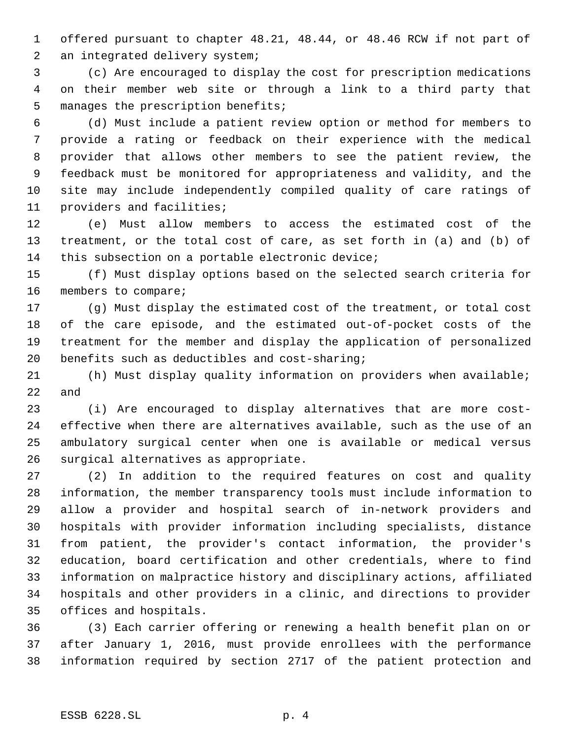offered pursuant to chapter 48.21, 48.44, or 48.46 RCW if not part of an integrated delivery system;

(c) Are encouraged to display the cost for prescription medications on their member web site or through a link to a third party that manages the prescription benefits;

(d) Must include a patient review option or method for members to provide a rating or feedback on their experience with the medical provider that allows other members to see the patient review, the feedback must be monitored for appropriateness and validity, and the site may include independently compiled quality of care ratings of providers and facilities;

(e) Must allow members to access the estimated cost of the treatment, or the total cost of care, as set forth in (a) and (b) of this subsection on a portable electronic device;

(f) Must display options based on the selected search criteria for members to compare;

(g) Must display the estimated cost of the treatment, or total cost of the care episode, and the estimated out-of-pocket costs of the treatment for the member and display the application of personalized benefits such as deductibles and cost-sharing;

(h) Must display quality information on providers when available; and

(i) Are encouraged to display alternatives that are more cost-effective when there are alternatives available, such as the use of an ambulatory surgical center when one is available or medical versus surgical alternatives as appropriate.

(2) In addition to the required features on cost and quality information, the member transparency tools must include information to allow a provider and hospital search of in-network providers and hospitals with provider information including specialists, distance from patient, the provider's contact information, the provider's education, board certification and other credentials, where to find information on malpractice history and disciplinary actions, affiliated hospitals and other providers in a clinic, and directions to provider offices and hospitals.

(3) Each carrier offering or renewing a health benefit plan on or after January 1, 2016, must provide enrollees with the performance information required by section 2717 of the patient protection and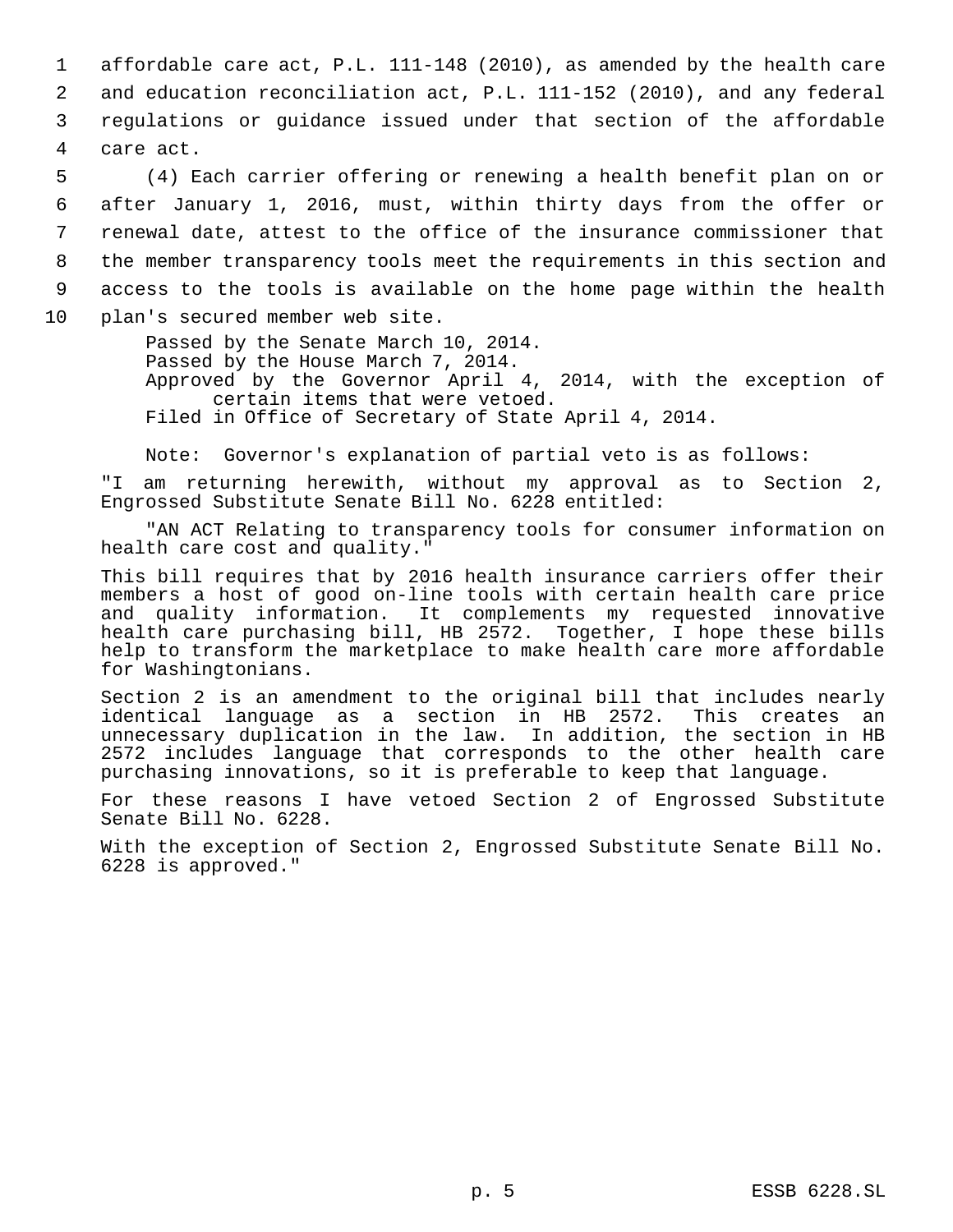affordable care act, P.L. 111-148 (2010), as amended by the health care and education reconciliation act, P.L. 111-152 (2010), and any federal regulations or guidance issued under that section of the affordable care act.

(4) Each carrier offering or renewing a health benefit plan on or after January 1, 2016, must, within thirty days from the offer or renewal date, attest to the office of the insurance commissioner that the member transparency tools meet the requirements in this section and access to the tools is available on the home page within the health plan's secured member web site.

Passed by the Senate March 10, 2014.
Passed by the House March 7, 2014.
Approved by the Governor April 4, 2014, with the exception of certain items that were vetoed.
Filed in Office of Secretary of State April 4, 2014.

Note: Governor's explanation of partial veto is as follows:

"I am returning herewith, without my approval as to Section 2, Engrossed Substitute Senate Bill No. 6228 entitled:

"AN ACT Relating to transparency tools for consumer information on health care cost and quality."

This bill requires that by 2016 health insurance carriers offer their members a host of good on-line tools with certain health care price and quality information. It complements my requested innovative health care purchasing bill, HB 2572. Together, I hope these bills help to transform the marketplace to make health care more affordable for Washingtonians.

Section 2 is an amendment to the original bill that includes nearly identical language as a section in HB 2572. This creates an unnecessary duplication in the law. In addition, the section in HB 2572 includes language that corresponds to the other health care purchasing innovations, so it is preferable to keep that language.

For these reasons I have vetoed Section 2 of Engrossed Substitute Senate Bill No. 6228.

With the exception of Section 2, Engrossed Substitute Senate Bill No. 6228 is approved."